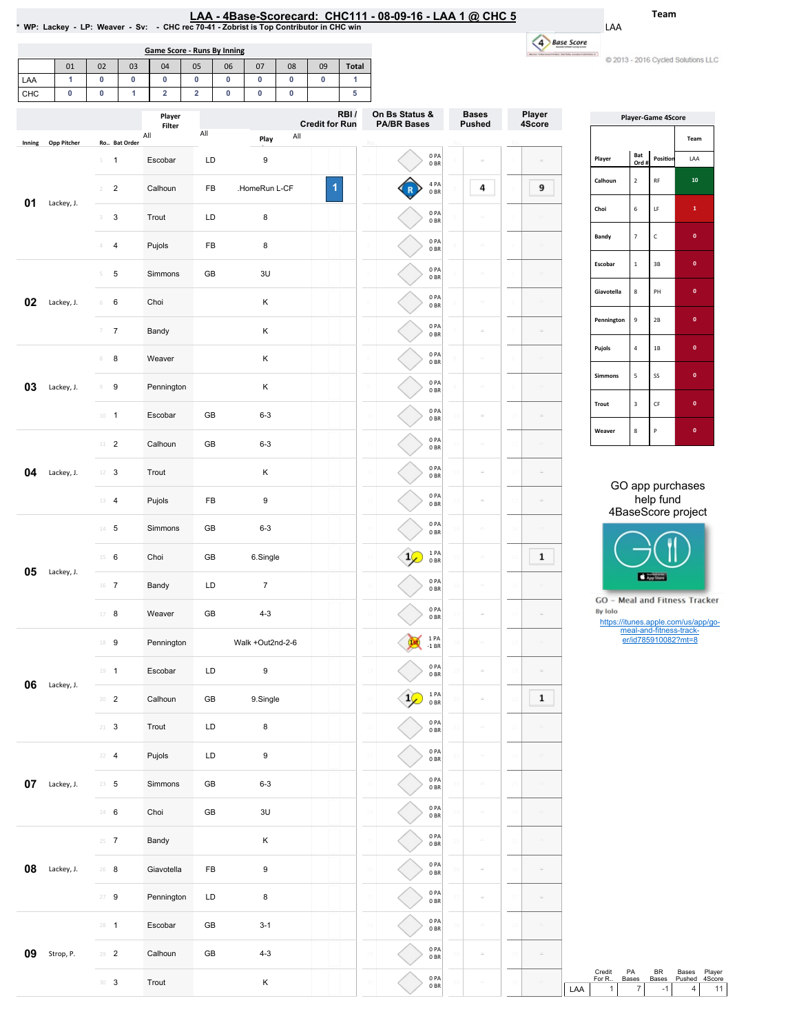# LAA - 4Base-Scorecard: CHC111 - 08-09-16 - LAA 1 @ CHC 5

* WP: Lackey - LP: Weaver - Sv: - CHC rec 70-41 - Zobrist is Top Contributor in CHC win

Team: LAA

© 2013 - 2016 Cycled Solutions LLC

## Game Score - Runs By Inning

| | 01 | 02 | 03 | 04 | 05 | 06 | 07 | 08 | 09 | Total |
|---|---|---|---|---|---|---|---|---|---|---|
| LAA | 1 | 0 | 0 | 0 | 0 | 0 | 0 | 0 | 0 | 1 |
| CHC | 0 | 0 | 1 | 2 | 2 | 0 | 0 | 0 | | 5 |

| Inning | Opp Pitcher | Ro.. | Bat Order | Player | | Play | RBI / Credit for Run | On Bs Status & PA/BR Bases | Bases Pushed | Player 4Score |
|---|---|---|---|---|---|---|---|---|---|---|
| 01 | Lackey, J. | 1 | 1 | Escobar | LD | 9 | | 0 PA 0 BR | | |
| | | 2 | 2 | Calhoun | FB | .HomeRun L-CF | 1 | R 4 PA 0 BR | 4 | 9 |
| | | 3 | 3 | Trout | LD | 8 | | 0 PA 0 BR | | |
| | | 4 | 4 | Pujols | FB | 8 | | 0 PA 0 BR | | |
| 02 | Lackey, J. | 5 | 5 | Simmons | GB | 3U | | 0 PA 0 BR | | |
| | | 6 | 6 | Choi | | K | | 0 PA 0 BR | | |
| | | 7 | 7 | Bandy | | K | | 0 PA 0 BR | | |
| 03 | Lackey, J. | 8 | 8 | Weaver | | K | | 0 PA 0 BR | | |
| | | 9 | 9 | Pennington | | K | | 0 PA 0 BR | | |
| | | 10 | 1 | Escobar | GB | 6-3 | | 0 PA 0 BR | | |
| 04 | Lackey, J. | 11 | 2 | Calhoun | GB | 6-3 | | 0 PA 0 BR | | |
| | | 12 | 3 | Trout | | K | | 0 PA 0 BR | | |
| | | 13 | 4 | Pujols | FB | 9 | | 0 PA 0 BR | | |
| 05 | Lackey, J. | 14 | 5 | Simmons | GB | 6-3 | | 0 PA 0 BR | | |
| | | 15 | 6 | Choi | GB | 6.Single | | 1 1 PA 0 BR | | 1 |
| | | 16 | 7 | Bandy | LD | 7 | | 0 PA 0 BR | | |
| | | 17 | 8 | Weaver | GB | 4-3 | | 0 PA 0 BR | | |
| 06 | Lackey, J. | 18 | 9 | Pennington | | Walk +Out2nd-2-6 | | 1 PA -1 BR | | |
| | | 19 | 1 | Escobar | LD | 9 | | 0 PA 0 BR | | |
| | | 20 | 2 | Calhoun | GB | 9.Single | | 1 1 PA 0 BR | | 1 |
| | | 21 | 3 | Trout | LD | 8 | | 0 PA 0 BR | | |
| 07 | Lackey, J. | 22 | 4 | Pujols | LD | 9 | | 0 PA 0 BR | | |
| | | 23 | 5 | Simmons | GB | 6-3 | | 0 PA 0 BR | | |
| | | 24 | 6 | Choi | GB | 3U | | 0 PA 0 BR | | |
| 08 | Lackey, J. | 25 | 7 | Bandy | | K | | 0 PA 0 BR | | |
| | | 26 | 8 | Giavotella | FB | 9 | | 0 PA 0 BR | | |
| | | 27 | 9 | Pennington | LD | 8 | | 0 PA 0 BR | | |
| 09 | Strop, P. | 28 | 1 | Escobar | GB | 3-1 | | 0 PA 0 BR | | |
| | | 29 | 2 | Calhoun | GB | 4-3 | | 0 PA 0 BR | | |
| | | 30 | 3 | Trout | | K | | 0 PA 0 BR | | |

## Player-Game 4Score

| Player | Bat Ord # | Position | LAA |
|---|---|---|---|
| Calhoun | 2 | RF | 10 |
| Choi | 6 | LF | 1 |
| Bandy | 7 | C | 0 |
| Escobar | 1 | 3B | 0 |
| Giavotella | 8 | PH | 0 |
| Pennington | 9 | 2B | 0 |
| Pujols | 4 | 1B | 0 |
| Simmons | 5 | SS | 0 |
| Trout | 3 | CF | 0 |
| Weaver | 8 | P | 0 |

GO app purchases help fund 4BaseScore project

GO – Meal and Fitness Tracker
By Iolo
https://itunes.apple.com/us/app/go-meal-and-fitness-track-er/id785910082?mt=8

| | Credit For R.. | PA Bases | BR Bases | Bases Pushed | Player 4Score |
|---|---|---|---|---|---|
| LAA | 1 | 7 | -1 | 4 | 11 |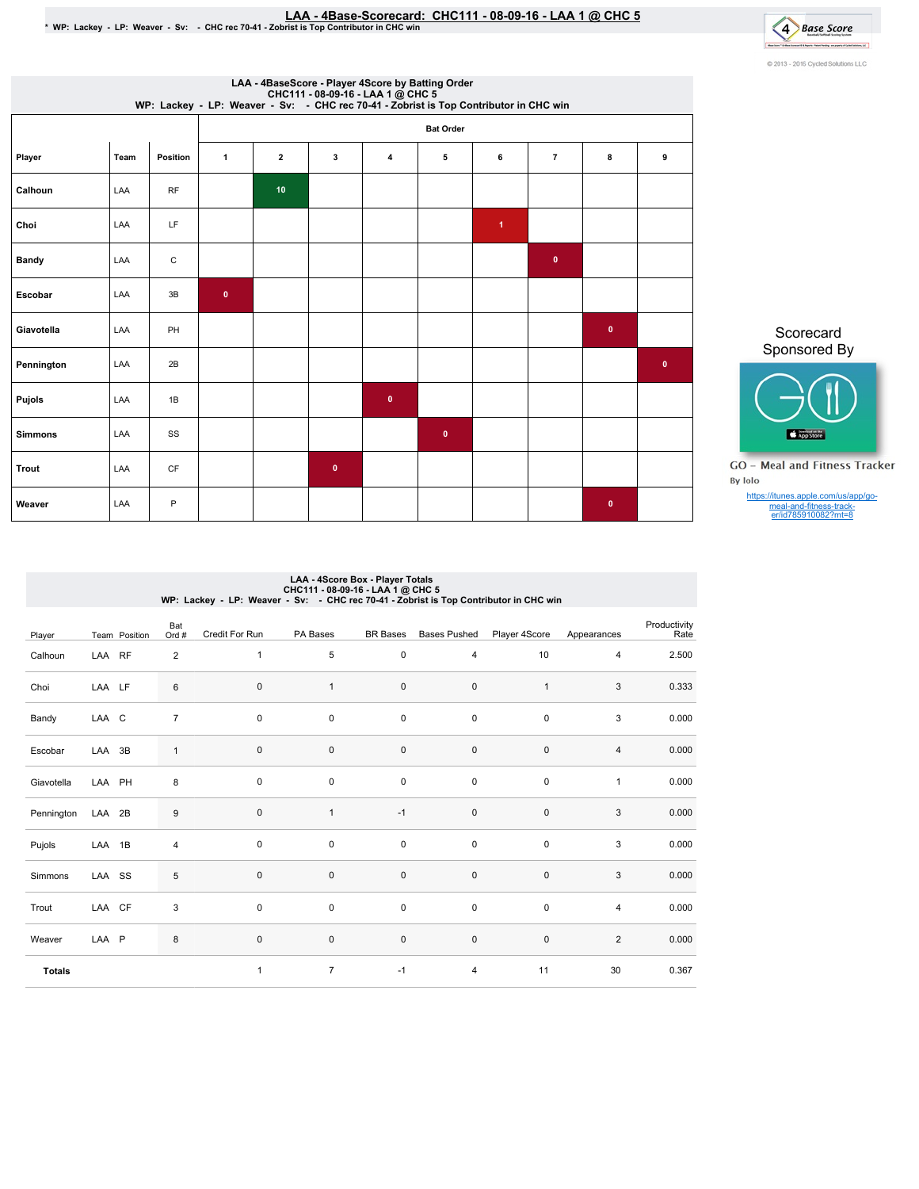# LAA - 4Base-Scorecard: CHC111 - 08-09-16 - LAA 1 @ CHC 5

\* WP: Lackey - LP: Weaver - Sv: - CHC rec 70-41 - Zobrist is Top Contributor in CHC win

© 2013 - 2016 Cycled Solutions LLC

## LAA - 4BaseScore - Player 4Score by Batting Order

CHC111 - 08-09-16 - LAA 1 @ CHC 5

WP: Lackey - LP: Weaver - Sv: - CHC rec 70-41 - Zobrist is Top Contributor in CHC win

| | | | Bat Order | | | | | | | | |
|---|---|---|---|---|---|---|---|---|---|---|---|
| Player | Team | Position | 1 | 2 | 3 | 4 | 5 | 6 | 7 | 8 | 9 |
| Calhoun | LAA | RF | | 10 | | | | | | | |
| Choi | LAA | LF | | | | | | 1 | | | |
| Bandy | LAA | C | | | | | | | 0 | | |
| Escobar | LAA | 3B | 0 | | | | | | | | |
| Giavotella | LAA | PH | | | | | | | | 0 | |
| Pennington | LAA | 2B | | | | | | | | | 0 |
| Pujols | LAA | 1B | | | | 0 | | | | | |
| Simmons | LAA | SS | | | | | 0 | | | | |
| Trout | LAA | CF | | | 0 | | | | | | |
| Weaver | LAA | P | | | | | | | | 0 | |

Scorecard Sponsored By

GO - Meal and Fitness Tracker

By Iolo

https://itunes.apple.com/us/app/go-meal-and-fitness-track-er/id785910082?mt=8

## LAA - 4Score Box - Player Totals

CHC111 - 08-09-16 - LAA 1 @ CHC 5

WP: Lackey - LP: Weaver - Sv: - CHC rec 70-41 - Zobrist is Top Contributor in CHC win

| Player | Team | Position | Bat Ord # | Credit For Run | PA Bases | BR Bases | Bases Pushed | Player 4Score | Appearances | Productivity Rate |
|---|---|---|---|---|---|---|---|---|---|---|
| Calhoun | LAA | RF | 2 | 1 | 5 | 0 | 4 | 10 | 4 | 2.500 |
| Choi | LAA | LF | 6 | 0 | 1 | 0 | 0 | 1 | 3 | 0.333 |
| Bandy | LAA | C | 7 | 0 | 0 | 0 | 0 | 0 | 3 | 0.000 |
| Escobar | LAA | 3B | 1 | 0 | 0 | 0 | 0 | 0 | 4 | 0.000 |
| Giavotella | LAA | PH | 8 | 0 | 0 | 0 | 0 | 0 | 1 | 0.000 |
| Pennington | LAA | 2B | 9 | 0 | 1 | -1 | 0 | 0 | 3 | 0.000 |
| Pujols | LAA | 1B | 4 | 0 | 0 | 0 | 0 | 0 | 3 | 0.000 |
| Simmons | LAA | SS | 5 | 0 | 0 | 0 | 0 | 0 | 3 | 0.000 |
| Trout | LAA | CF | 3 | 0 | 0 | 0 | 0 | 0 | 4 | 0.000 |
| Weaver | LAA | P | 8 | 0 | 0 | 0 | 0 | 0 | 2 | 0.000 |
| **Totals** | | | | 1 | 7 | -1 | 4 | 11 | 30 | 0.367 |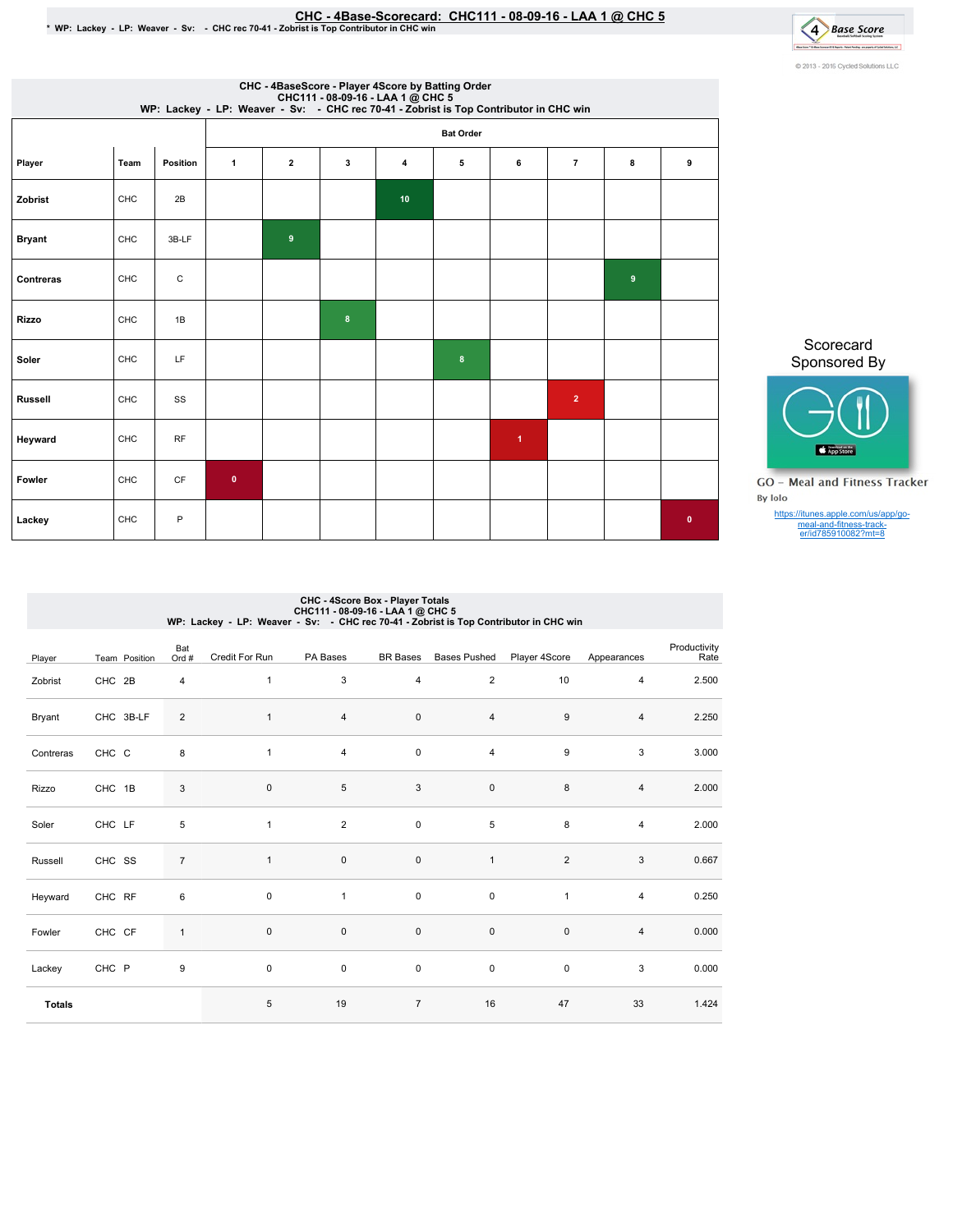# CHC - 4Base-Scorecard: CHC111 - 08-09-16 - LAA 1 @ CHC 5

\* WP: Lackey - LP: Weaver - Sv: - CHC rec 70-41 - Zobrist is Top Contributor in CHC win

© 2013 - 2016 Cycled Solutions LLC

## CHC - 4BaseScore - Player 4Score by Batting Order
CHC111 - 08-09-16 - LAA 1 @ CHC 5
WP: Lackey - LP: Weaver - Sv: - CHC rec 70-41 - Zobrist is Top Contributor in CHC win

| Player | Team | Position | Bat Order 1 | 2 | 3 | 4 | 5 | 6 | 7 | 8 | 9 |
|---|---|---|---|---|---|---|---|---|---|---|---|
| Zobrist | CHC | 2B | | | | 10 | | | | | |
| Bryant | CHC | 3B-LF | | 9 | | | | | | | |
| Contreras | CHC | C | | | | | | | | 9 | |
| Rizzo | CHC | 1B | | | 8 | | | | | | |
| Soler | CHC | LF | | | | | 8 | | | | |
| Russell | CHC | SS | | | | | | | 2 | | |
| Heyward | CHC | RF | | | | | | 1 | | | |
| Fowler | CHC | CF | 0 | | | | | | | | |
| Lackey | CHC | P | | | | | | | | | 0 |

Scorecard Sponsored By

GO - Meal and Fitness Tracker
By Iolo

https://itunes.apple.com/us/app/go-meal-and-fitness-track-er/id785910082?mt=8

## CHC - 4Score Box - Player Totals
CHC111 - 08-09-16 - LAA 1 @ CHC 5
WP: Lackey - LP: Weaver - Sv: - CHC rec 70-41 - Zobrist is Top Contributor in CHC win

| Player | Team | Position | Bat Ord # | Credit For Run | PA Bases | BR Bases | Bases Pushed | Player 4Score | Appearances | Productivity Rate |
|---|---|---|---|---|---|---|---|---|---|---|
| Zobrist | CHC | 2B | 4 | 1 | 3 | 4 | 2 | 10 | 4 | 2.500 |
| Bryant | CHC | 3B-LF | 2 | 1 | 4 | 0 | 4 | 9 | 4 | 2.250 |
| Contreras | CHC | C | 8 | 1 | 4 | 0 | 4 | 9 | 3 | 3.000 |
| Rizzo | CHC | 1B | 3 | 0 | 5 | 3 | 0 | 8 | 4 | 2.000 |
| Soler | CHC | LF | 5 | 1 | 2 | 0 | 5 | 8 | 4 | 2.000 |
| Russell | CHC | SS | 7 | 1 | 0 | 0 | 1 | 2 | 3 | 0.667 |
| Heyward | CHC | RF | 6 | 0 | 1 | 0 | 0 | 1 | 4 | 0.250 |
| Fowler | CHC | CF | 1 | 0 | 0 | 0 | 0 | 0 | 4 | 0.000 |
| Lackey | CHC | P | 9 | 0 | 0 | 0 | 0 | 0 | 3 | 0.000 |
| **Totals** | | | | 5 | 19 | 7 | 16 | 47 | 33 | 1.424 |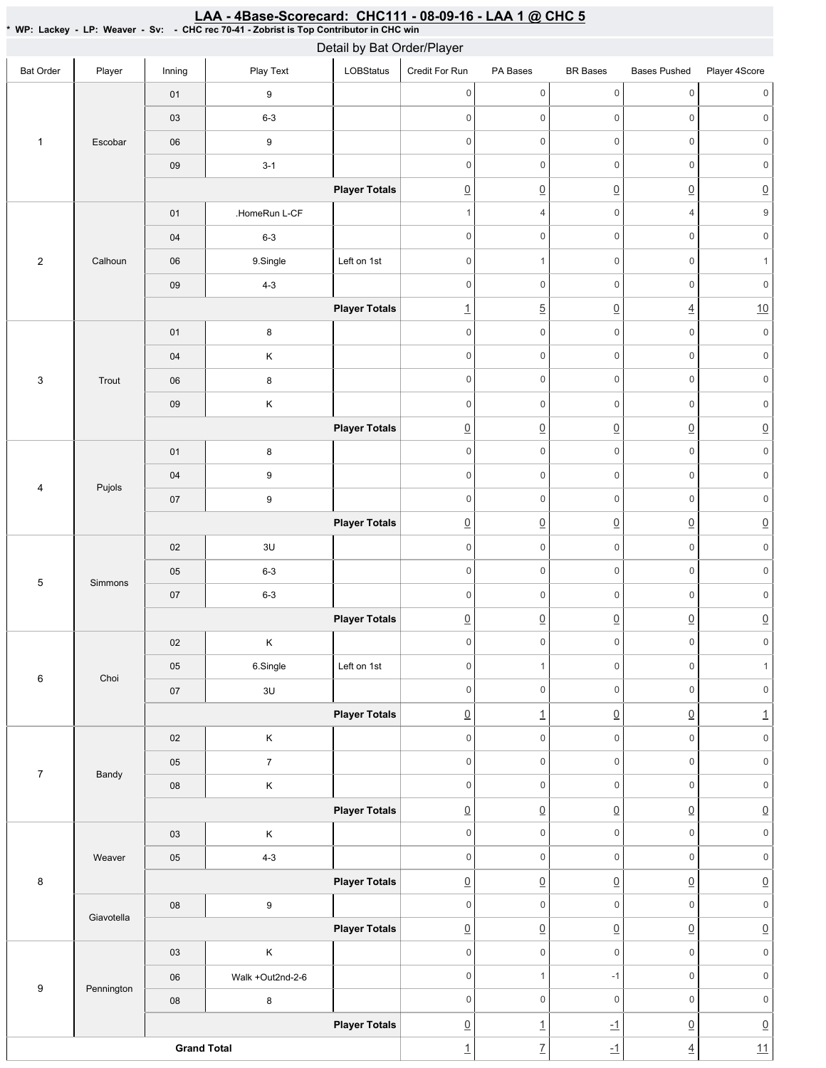# LAA - 4Base-Scorecard: CHC111 - 08-09-16 - LAA 1 @ CHC 5

**\* WP: Lackey - LP: Weaver - Sv: - CHC rec 70-41 - Zobrist is Top Contributor in CHC win**

## Detail by Bat Order/Player

| Bat Order | Player | Inning | Play Text | LOBStatus | Credit For Run | PA Bases | BR Bases | Bases Pushed | Player 4Score |
|---|---|---|---|---|---|---|---|---|---|
| 1 | Escobar | 01 | 9 | | 0 | 0 | 0 | 0 | 0 |
| | | 03 | 6-3 | | 0 | 0 | 0 | 0 | 0 |
| | | 06 | 9 | | 0 | 0 | 0 | 0 | 0 |
| | | 09 | 3-1 | | 0 | 0 | 0 | 0 | 0 |
| | | | | **Player Totals** | 0 | 0 | 0 | 0 | 0 |
| 2 | Calhoun | 01 | .HomeRun L-CF | | 1 | 4 | 0 | 4 | 9 |
| | | 04 | 6-3 | | 0 | 0 | 0 | 0 | 0 |
| | | 06 | 9.Single | Left on 1st | 0 | 1 | 0 | 0 | 1 |
| | | 09 | 4-3 | | 0 | 0 | 0 | 0 | 0 |
| | | | | **Player Totals** | 1 | 5 | 0 | 4 | 10 |
| 3 | Trout | 01 | 8 | | 0 | 0 | 0 | 0 | 0 |
| | | 04 | K | | 0 | 0 | 0 | 0 | 0 |
| | | 06 | 8 | | 0 | 0 | 0 | 0 | 0 |
| | | 09 | K | | 0 | 0 | 0 | 0 | 0 |
| | | | | **Player Totals** | 0 | 0 | 0 | 0 | 0 |
| 4 | Pujols | 01 | 8 | | 0 | 0 | 0 | 0 | 0 |
| | | 04 | 9 | | 0 | 0 | 0 | 0 | 0 |
| | | 07 | 9 | | 0 | 0 | 0 | 0 | 0 |
| | | | | **Player Totals** | 0 | 0 | 0 | 0 | 0 |
| 5 | Simmons | 02 | 3U | | 0 | 0 | 0 | 0 | 0 |
| | | 05 | 6-3 | | 0 | 0 | 0 | 0 | 0 |
| | | 07 | 6-3 | | 0 | 0 | 0 | 0 | 0 |
| | | | | **Player Totals** | 0 | 0 | 0 | 0 | 0 |
| 6 | Choi | 02 | K | | 0 | 0 | 0 | 0 | 0 |
| | | 05 | 6.Single | Left on 1st | 0 | 1 | 0 | 0 | 1 |
| | | 07 | 3U | | 0 | 0 | 0 | 0 | 0 |
| | | | | **Player Totals** | 0 | 1 | 0 | 0 | 1 |
| 7 | Bandy | 02 | K | | 0 | 0 | 0 | 0 | 0 |
| | | 05 | 7 | | 0 | 0 | 0 | 0 | 0 |
| | | 08 | K | | 0 | 0 | 0 | 0 | 0 |
| | | | | **Player Totals** | 0 | 0 | 0 | 0 | 0 |
| 8 | Weaver | 03 | K | | 0 | 0 | 0 | 0 | 0 |
| | | 05 | 4-3 | | 0 | 0 | 0 | 0 | 0 |
| | | | | **Player Totals** | 0 | 0 | 0 | 0 | 0 |
| | Giavotella | 08 | 9 | | 0 | 0 | 0 | 0 | 0 |
| | | | | **Player Totals** | 0 | 0 | 0 | 0 | 0 |
| 9 | Pennington | 03 | K | | 0 | 0 | 0 | 0 | 0 |
| | | 06 | Walk +Out2nd-2-6 | | 0 | 1 | -1 | 0 | 0 |
| | | 08 | 8 | | 0 | 0 | 0 | 0 | 0 |
| | | | | **Player Totals** | 0 | 1 | -1 | 0 | 0 |
| **Grand Total** | | | | | 1 | 7 | -1 | 4 | 11 |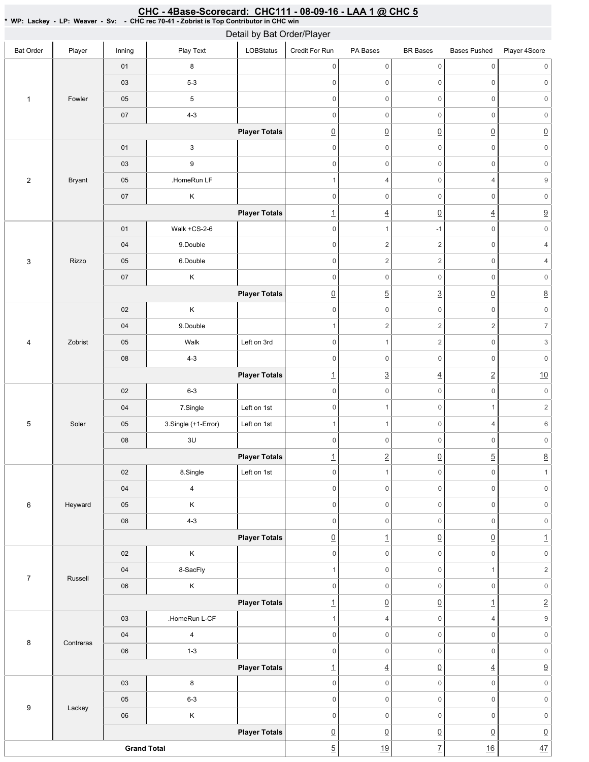## CHC - 4Base-Scorecard: CHC111 - 08-09-16 - LAA 1 @ CHC 5

* WP: Lackey - LP: Weaver - Sv: - CHC rec 70-41 - Zobrist is Top Contributor in CHC win

### Detail by Bat Order/Player

| Bat Order | Player | Inning | Play Text | LOBStatus | Credit For Run | PA Bases | BR Bases | Bases Pushed | Player 4Score |
|---|---|---|---|---|---|---|---|---|---|
| 1 | Fowler | 01 | 8 | | 0 | 0 | 0 | 0 | 0 |
| | | 03 | 5-3 | | 0 | 0 | 0 | 0 | 0 |
| | | 05 | 5 | | 0 | 0 | 0 | 0 | 0 |
| | | 07 | 4-3 | | 0 | 0 | 0 | 0 | 0 |
| | | | | **Player Totals** | 0 | 0 | 0 | 0 | 0 |
| 2 | Bryant | 01 | 3 | | 0 | 0 | 0 | 0 | 0 |
| | | 03 | 9 | | 0 | 0 | 0 | 0 | 0 |
| | | 05 | .HomeRun LF | | 1 | 4 | 0 | 4 | 9 |
| | | 07 | K | | 0 | 0 | 0 | 0 | 0 |
| | | | | **Player Totals** | 1 | 4 | 0 | 4 | 9 |
| 3 | Rizzo | 01 | Walk +CS-2-6 | | 0 | 1 | -1 | 0 | 0 |
| | | 04 | 9.Double | | 0 | 2 | 2 | 0 | 4 |
| | | 05 | 6.Double | | 0 | 2 | 2 | 0 | 4 |
| | | 07 | K | | 0 | 0 | 0 | 0 | 0 |
| | | | | **Player Totals** | 0 | 5 | 3 | 0 | 8 |
| 4 | Zobrist | 02 | K | | 0 | 0 | 0 | 0 | 0 |
| | | 04 | 9.Double | | 1 | 2 | 2 | 2 | 7 |
| | | 05 | Walk | Left on 3rd | 0 | 1 | 2 | 0 | 3 |
| | | 08 | 4-3 | | 0 | 0 | 0 | 0 | 0 |
| | | | | **Player Totals** | 1 | 3 | 4 | 2 | 10 |
| 5 | Soler | 02 | 6-3 | | 0 | 0 | 0 | 0 | 0 |
| | | 04 | 7.Single | Left on 1st | 0 | 1 | 0 | 1 | 2 |
| | | 05 | 3.Single (+1-Error) | Left on 1st | 1 | 1 | 0 | 4 | 6 |
| | | 08 | 3U | | 0 | 0 | 0 | 0 | 0 |
| | | | | **Player Totals** | 1 | 2 | 0 | 5 | 8 |
| 6 | Heyward | 02 | 8.Single | Left on 1st | 0 | 1 | 0 | 0 | 1 |
| | | 04 | 4 | | 0 | 0 | 0 | 0 | 0 |
| | | 05 | K | | 0 | 0 | 0 | 0 | 0 |
| | | 08 | 4-3 | | 0 | 0 | 0 | 0 | 0 |
| | | | | **Player Totals** | 0 | 1 | 0 | 0 | 1 |
| 7 | Russell | 02 | K | | 0 | 0 | 0 | 0 | 0 |
| | | 04 | 8-SacFly | | 1 | 0 | 0 | 1 | 2 |
| | | 06 | K | | 0 | 0 | 0 | 0 | 0 |
| | | | | **Player Totals** | 1 | 0 | 0 | 1 | 2 |
| 8 | Contreras | 03 | .HomeRun L-CF | | 1 | 4 | 0 | 4 | 9 |
| | | 04 | 4 | | 0 | 0 | 0 | 0 | 0 |
| | | 06 | 1-3 | | 0 | 0 | 0 | 0 | 0 |
| | | | | **Player Totals** | 1 | 4 | 0 | 4 | 9 |
| 9 | Lackey | 03 | 8 | | 0 | 0 | 0 | 0 | 0 |
| | | 05 | 6-3 | | 0 | 0 | 0 | 0 | 0 |
| | | 06 | K | | 0 | 0 | 0 | 0 | 0 |
| | | | | **Player Totals** | 0 | 0 | 0 | 0 | 0 |
| **Grand Total** | | | | | 5 | 19 | 7 | 16 | 47 |